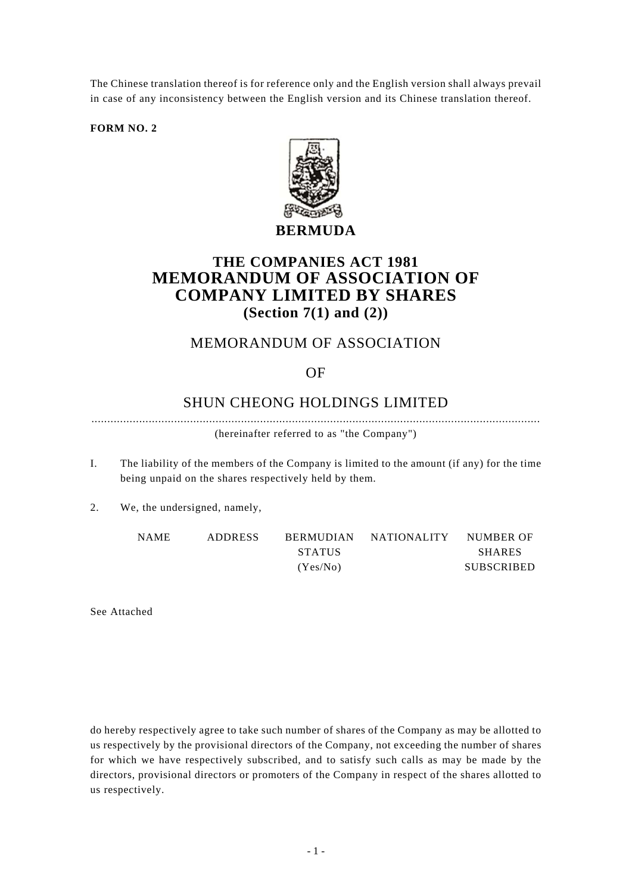The Chinese translation thereof is for reference only and the English version shall always prevail in case of any inconsistency between the English version and its Chinese translation thereof.

**FORM NO. 2**

**BERMUDA**

# THE COMPANIES ACT 1981
# MEMORANDUM OF ASSOCIATION OF COMPANY LIMITED BY SHARES
## (Section 7(1) and (2))

## MEMORANDUM OF ASSOCIATION

## OF

## SHUN CHEONG HOLDINGS LIMITED

(hereinafter referred to as "the Company")

I. The liability of the members of the Company is limited to the amount (if any) for the time being unpaid on the shares respectively held by them.

2. We, the undersigned, namely,

| NAME | ADDRESS | BERMUDIAN STATUS (Yes/No) | NATIONALITY | NUMBER OF SHARES SUBSCRIBED |
|---|---|---|---|---|

See Attached

do hereby respectively agree to take such number of shares of the Company as may be allotted to us respectively by the provisional directors of the Company, not exceeding the number of shares for which we have respectively subscribed, and to satisfy such calls as may be made by the directors, provisional directors or promoters of the Company in respect of the shares allotted to us respectively.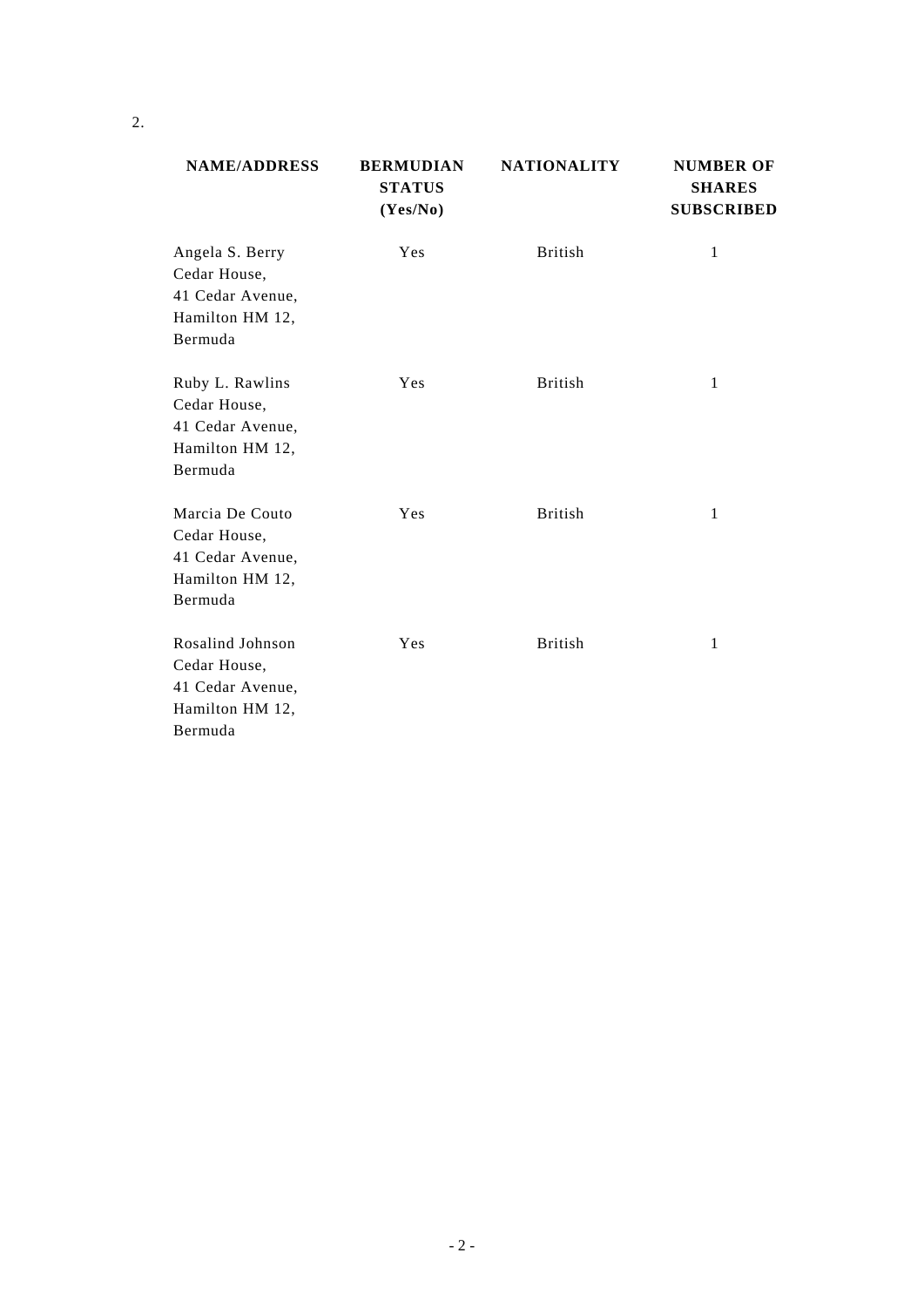2.

| NAME/ADDRESS | BERMUDIAN STATUS (Yes/No) | NATIONALITY | NUMBER OF SHARES SUBSCRIBED |
|---|---|---|---|
| Angela S. Berry<br>Cedar House,<br>41 Cedar Avenue,<br>Hamilton HM 12,<br>Bermuda | Yes | British | 1 |
| Ruby L. Rawlins<br>Cedar House,<br>41 Cedar Avenue,<br>Hamilton HM 12,<br>Bermuda | Yes | British | 1 |
| Marcia De Couto<br>Cedar House,<br>41 Cedar Avenue,<br>Hamilton HM 12,<br>Bermuda | Yes | British | 1 |
| Rosalind Johnson<br>Cedar House,<br>41 Cedar Avenue,<br>Hamilton HM 12,<br>Bermuda | Yes | British | 1 |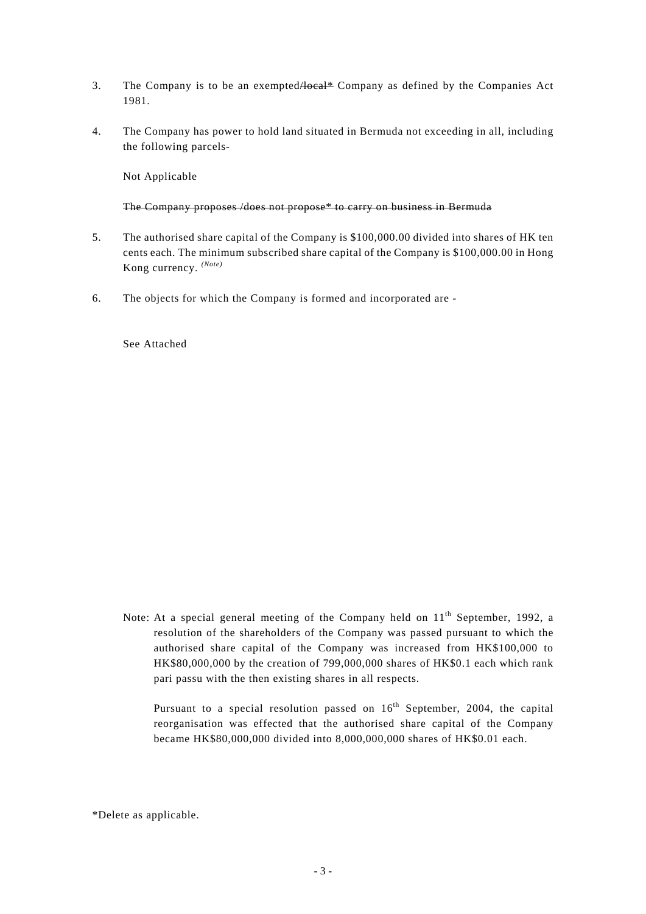3. The Company is to be an exempted~~/local*~~ Company as defined by the Companies Act 1981.

4. The Company has power to hold land situated in Bermuda not exceeding in all, including the following parcels-

   Not Applicable

   ~~The Company proposes /does not propose* to carry on business in Bermuda~~

5. The authorised share capital of the Company is $100,000.00 divided into shares of HK ten cents each. The minimum subscribed share capital of the Company is $100,000.00 in Hong Kong currency. *(Note)*

6. The objects for which the Company is formed and incorporated are -

   See Attached

Note: At a special general meeting of the Company held on 11th September, 1992, a resolution of the shareholders of the Company was passed pursuant to which the authorised share capital of the Company was increased from HK$100,000 to HK$80,000,000 by the creation of 799,000,000 shares of HK$0.1 each which rank pari passu with the then existing shares in all respects.

Pursuant to a special resolution passed on 16th September, 2004, the capital reorganisation was effected that the authorised share capital of the Company became HK$80,000,000 divided into 8,000,000,000 shares of HK$0.01 each.

*Delete as applicable.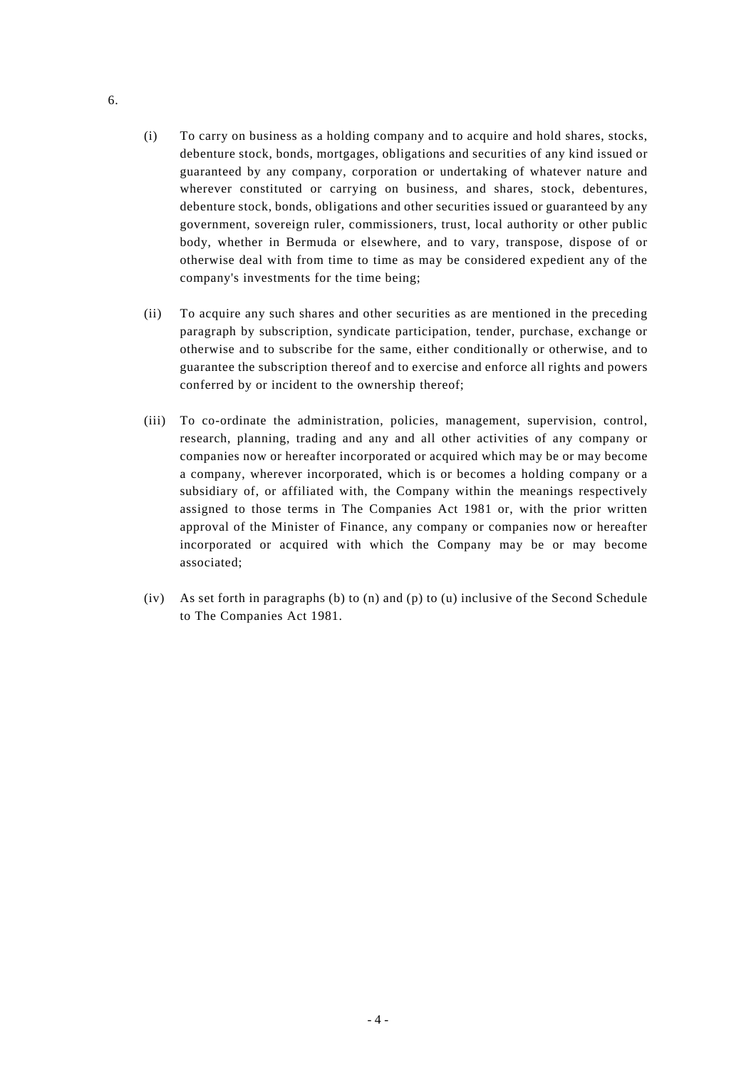6.

(i) To carry on business as a holding company and to acquire and hold shares, stocks, debenture stock, bonds, mortgages, obligations and securities of any kind issued or guaranteed by any company, corporation or undertaking of whatever nature and wherever constituted or carrying on business, and shares, stock, debentures, debenture stock, bonds, obligations and other securities issued or guaranteed by any government, sovereign ruler, commissioners, trust, local authority or other public body, whether in Bermuda or elsewhere, and to vary, transpose, dispose of or otherwise deal with from time to time as may be considered expedient any of the company's investments for the time being;

(ii) To acquire any such shares and other securities as are mentioned in the preceding paragraph by subscription, syndicate participation, tender, purchase, exchange or otherwise and to subscribe for the same, either conditionally or otherwise, and to guarantee the subscription thereof and to exercise and enforce all rights and powers conferred by or incident to the ownership thereof;

(iii) To co-ordinate the administration, policies, management, supervision, control, research, planning, trading and any and all other activities of any company or companies now or hereafter incorporated or acquired which may be or may become a company, wherever incorporated, which is or becomes a holding company or a subsidiary of, or affiliated with, the Company within the meanings respectively assigned to those terms in The Companies Act 1981 or, with the prior written approval of the Minister of Finance, any company or companies now or hereafter incorporated or acquired with which the Company may be or may become associated;

(iv) As set forth in paragraphs (b) to (n) and (p) to (u) inclusive of the Second Schedule to The Companies Act 1981.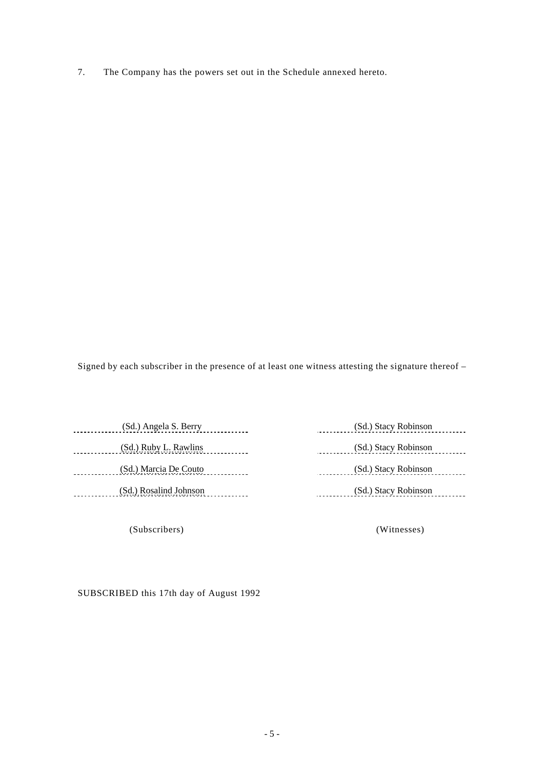7. The Company has the powers set out in the Schedule annexed hereto.

Signed by each subscriber in the presence of at least one witness attesting the signature thereof –

| | |
|---|---|
| (Sd.) Angela S. Berry | (Sd.) Stacy Robinson |
| (Sd.) Ruby L. Rawlins | (Sd.) Stacy Robinson |
| (Sd.) Marcia De Couto | (Sd.) Stacy Robinson |
| (Sd.) Rosalind Johnson | (Sd.) Stacy Robinson |
| (Subscribers) | (Witnesses) |

SUBSCRIBED this 17th day of August 1992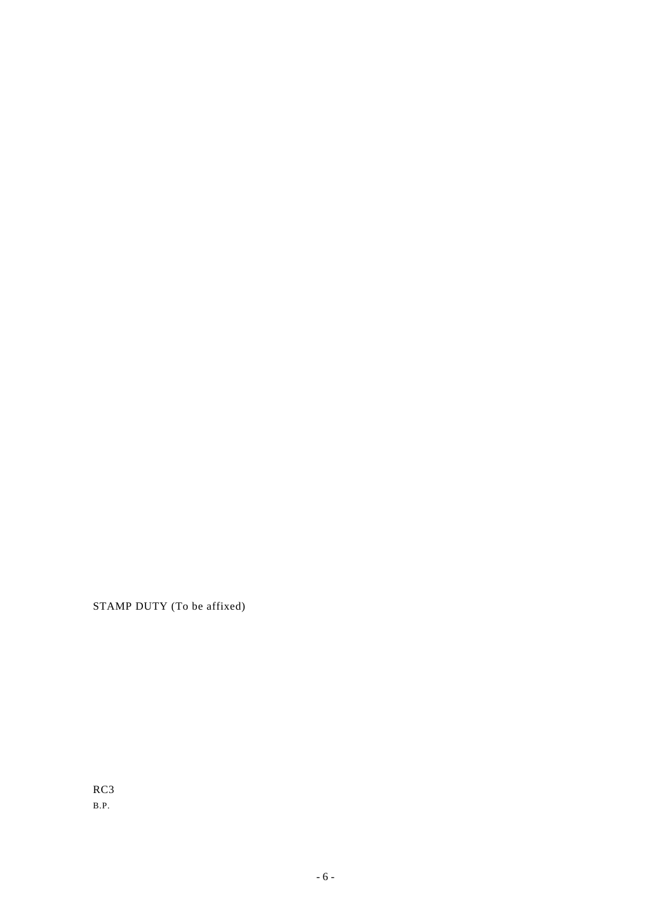STAMP DUTY (To be affixed)

RC3

B.P.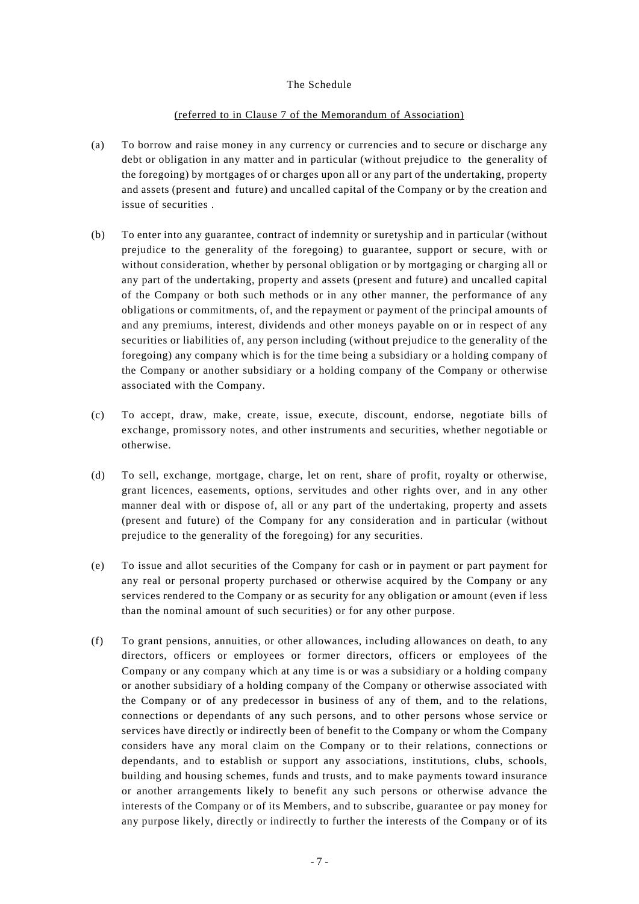The Schedule

(referred to in Clause 7 of the Memorandum of Association)

(a) To borrow and raise money in any currency or currencies and to secure or discharge any debt or obligation in any matter and in particular (without prejudice to the generality of the foregoing) by mortgages of or charges upon all or any part of the undertaking, property and assets (present and future) and uncalled capital of the Company or by the creation and issue of securities .

(b) To enter into any guarantee, contract of indemnity or suretyship and in particular (without prejudice to the generality of the foregoing) to guarantee, support or secure, with or without consideration, whether by personal obligation or by mortgaging or charging all or any part of the undertaking, property and assets (present and future) and uncalled capital of the Company or both such methods or in any other manner, the performance of any obligations or commitments, of, and the repayment or payment of the principal amounts of and any premiums, interest, dividends and other moneys payable on or in respect of any securities or liabilities of, any person including (without prejudice to the generality of the foregoing) any company which is for the time being a subsidiary or a holding company of the Company or another subsidiary or a holding company of the Company or otherwise associated with the Company.

(c) To accept, draw, make, create, issue, execute, discount, endorse, negotiate bills of exchange, promissory notes, and other instruments and securities, whether negotiable or otherwise.

(d) To sell, exchange, mortgage, charge, let on rent, share of profit, royalty or otherwise, grant licences, easements, options, servitudes and other rights over, and in any other manner deal with or dispose of, all or any part of the undertaking, property and assets (present and future) of the Company for any consideration and in particular (without prejudice to the generality of the foregoing) for any securities.

(e) To issue and allot securities of the Company for cash or in payment or part payment for any real or personal property purchased or otherwise acquired by the Company or any services rendered to the Company or as security for any obligation or amount (even if less than the nominal amount of such securities) or for any other purpose.

(f) To grant pensions, annuities, or other allowances, including allowances on death, to any directors, officers or employees or former directors, officers or employees of the Company or any company which at any time is or was a subsidiary or a holding company or another subsidiary of a holding company of the Company or otherwise associated with the Company or of any predecessor in business of any of them, and to the relations, connections or dependants of any such persons, and to other persons whose service or services have directly or indirectly been of benefit to the Company or whom the Company considers have any moral claim on the Company or to their relations, connections or dependants, and to establish or support any associations, institutions, clubs, schools, building and housing schemes, funds and trusts, and to make payments toward insurance or another arrangements likely to benefit any such persons or otherwise advance the interests of the Company or of its Members, and to subscribe, guarantee or pay money for any purpose likely, directly or indirectly to further the interests of the Company or of its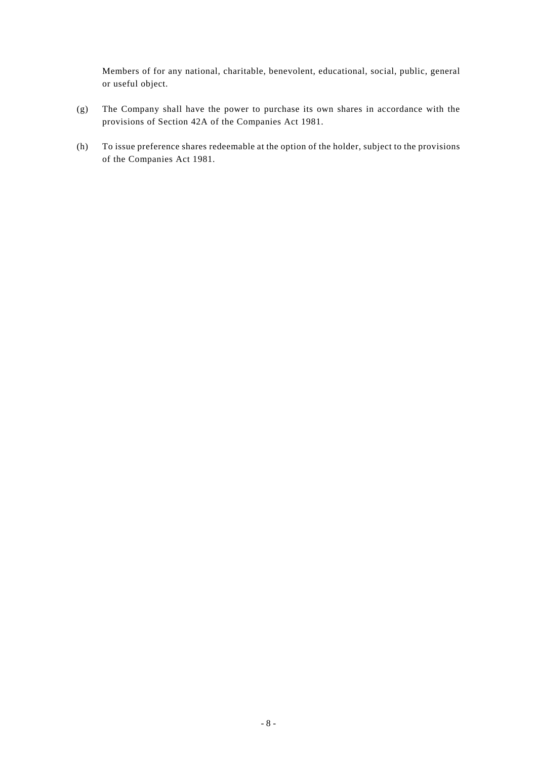Members of for any national, charitable, benevolent, educational, social, public, general or useful object.

(g) The Company shall have the power to purchase its own shares in accordance with the provisions of Section 42A of the Companies Act 1981.

(h) To issue preference shares redeemable at the option of the holder, subject to the provisions of the Companies Act 1981.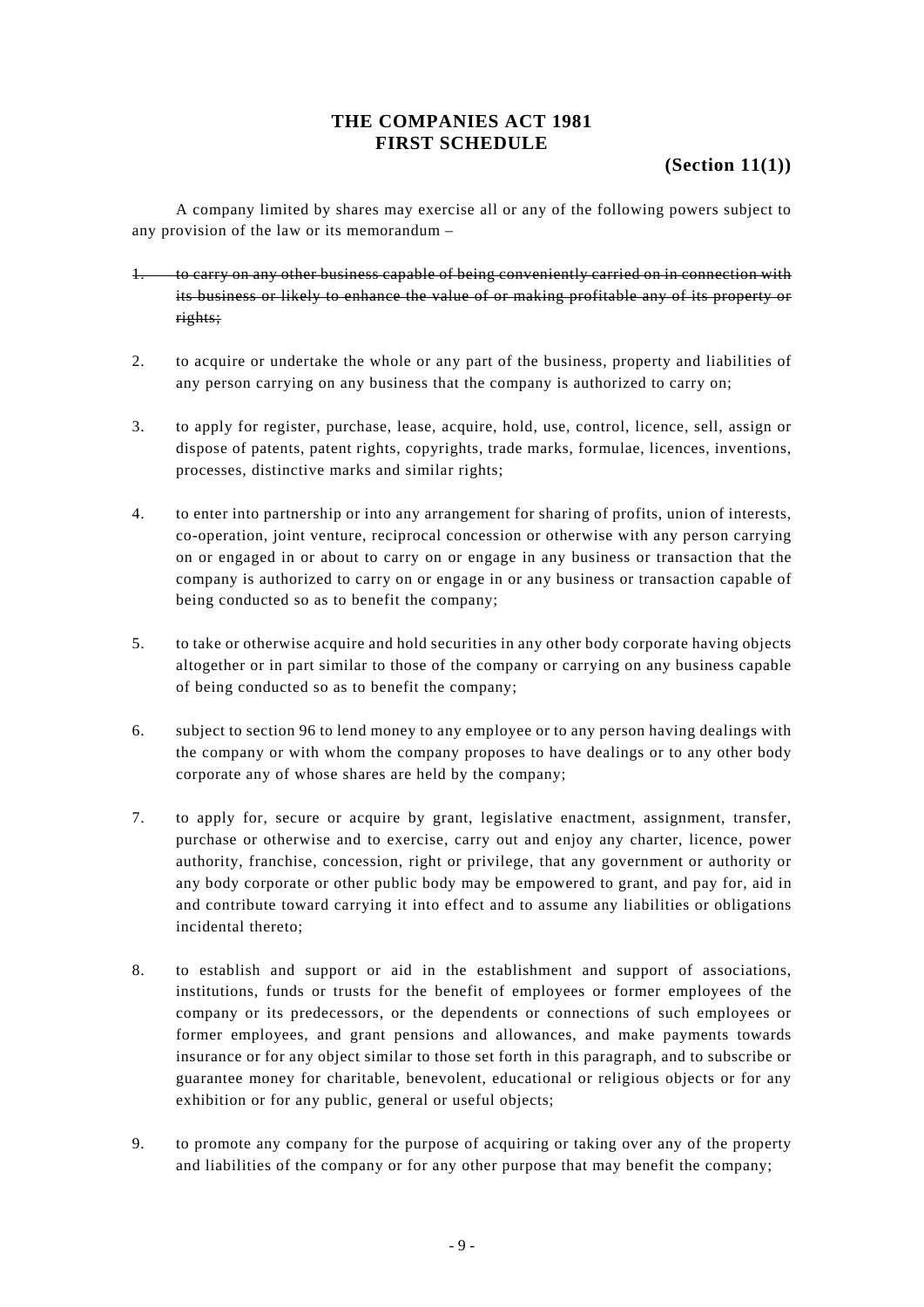# THE COMPANIES ACT 1981
## FIRST SCHEDULE

**(Section 11(1))**

A company limited by shares may exercise all or any of the following powers subject to any provision of the law or its memorandum –

1. ~~to carry on any other business capable of being conveniently carried on in connection with its business or likely to enhance the value of or making profitable any of its property or rights;~~

2. to acquire or undertake the whole or any part of the business, property and liabilities of any person carrying on any business that the company is authorized to carry on;

3. to apply for register, purchase, lease, acquire, hold, use, control, licence, sell, assign or dispose of patents, patent rights, copyrights, trade marks, formulae, licences, inventions, processes, distinctive marks and similar rights;

4. to enter into partnership or into any arrangement for sharing of profits, union of interests, co-operation, joint venture, reciprocal concession or otherwise with any person carrying on or engaged in or about to carry on or engage in any business or transaction that the company is authorized to carry on or engage in or any business or transaction capable of being conducted so as to benefit the company;

5. to take or otherwise acquire and hold securities in any other body corporate having objects altogether or in part similar to those of the company or carrying on any business capable of being conducted so as to benefit the company;

6. subject to section 96 to lend money to any employee or to any person having dealings with the company or with whom the company proposes to have dealings or to any other body corporate any of whose shares are held by the company;

7. to apply for, secure or acquire by grant, legislative enactment, assignment, transfer, purchase or otherwise and to exercise, carry out and enjoy any charter, licence, power authority, franchise, concession, right or privilege, that any government or authority or any body corporate or other public body may be empowered to grant, and pay for, aid in and contribute toward carrying it into effect and to assume any liabilities or obligations incidental thereto;

8. to establish and support or aid in the establishment and support of associations, institutions, funds or trusts for the benefit of employees or former employees of the company or its predecessors, or the dependents or connections of such employees or former employees, and grant pensions and allowances, and make payments towards insurance or for any object similar to those set forth in this paragraph, and to subscribe or guarantee money for charitable, benevolent, educational or religious objects or for any exhibition or for any public, general or useful objects;

9. to promote any company for the purpose of acquiring or taking over any of the property and liabilities of the company or for any other purpose that may benefit the company;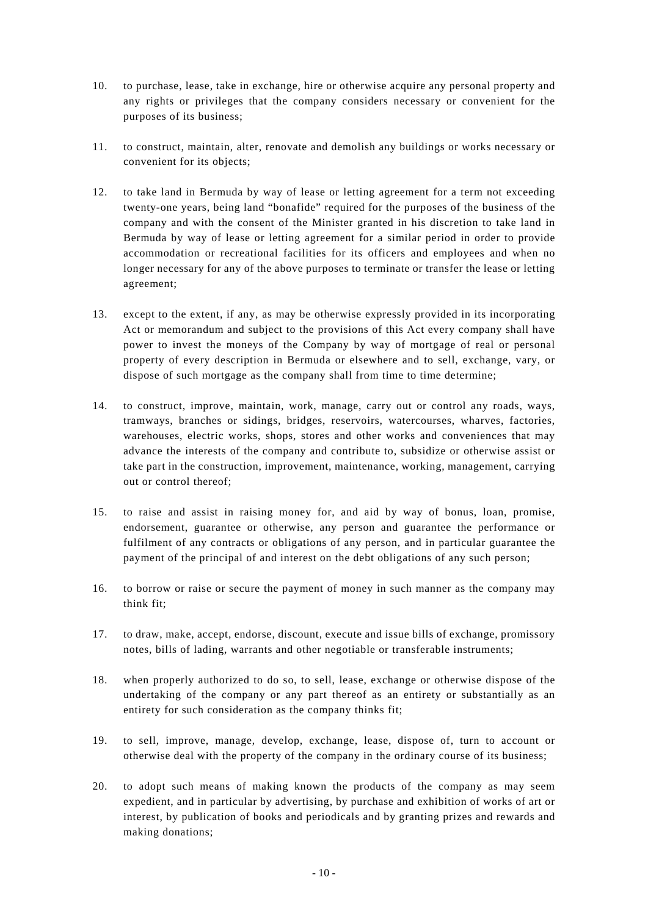10. to purchase, lease, take in exchange, hire or otherwise acquire any personal property and any rights or privileges that the company considers necessary or convenient for the purposes of its business;

11. to construct, maintain, alter, renovate and demolish any buildings or works necessary or convenient for its objects;

12. to take land in Bermuda by way of lease or letting agreement for a term not exceeding twenty-one years, being land "bonafide" required for the purposes of the business of the company and with the consent of the Minister granted in his discretion to take land in Bermuda by way of lease or letting agreement for a similar period in order to provide accommodation or recreational facilities for its officers and employees and when no longer necessary for any of the above purposes to terminate or transfer the lease or letting agreement;

13. except to the extent, if any, as may be otherwise expressly provided in its incorporating Act or memorandum and subject to the provisions of this Act every company shall have power to invest the moneys of the Company by way of mortgage of real or personal property of every description in Bermuda or elsewhere and to sell, exchange, vary, or dispose of such mortgage as the company shall from time to time determine;

14. to construct, improve, maintain, work, manage, carry out or control any roads, ways, tramways, branches or sidings, bridges, reservoirs, watercourses, wharves, factories, warehouses, electric works, shops, stores and other works and conveniences that may advance the interests of the company and contribute to, subsidize or otherwise assist or take part in the construction, improvement, maintenance, working, management, carrying out or control thereof;

15. to raise and assist in raising money for, and aid by way of bonus, loan, promise, endorsement, guarantee or otherwise, any person and guarantee the performance or fulfilment of any contracts or obligations of any person, and in particular guarantee the payment of the principal of and interest on the debt obligations of any such person;

16. to borrow or raise or secure the payment of money in such manner as the company may think fit;

17. to draw, make, accept, endorse, discount, execute and issue bills of exchange, promissory notes, bills of lading, warrants and other negotiable or transferable instruments;

18. when properly authorized to do so, to sell, lease, exchange or otherwise dispose of the undertaking of the company or any part thereof as an entirety or substantially as an entirety for such consideration as the company thinks fit;

19. to sell, improve, manage, develop, exchange, lease, dispose of, turn to account or otherwise deal with the property of the company in the ordinary course of its business;

20. to adopt such means of making known the products of the company as may seem expedient, and in particular by advertising, by purchase and exhibition of works of art or interest, by publication of books and periodicals and by granting prizes and rewards and making donations;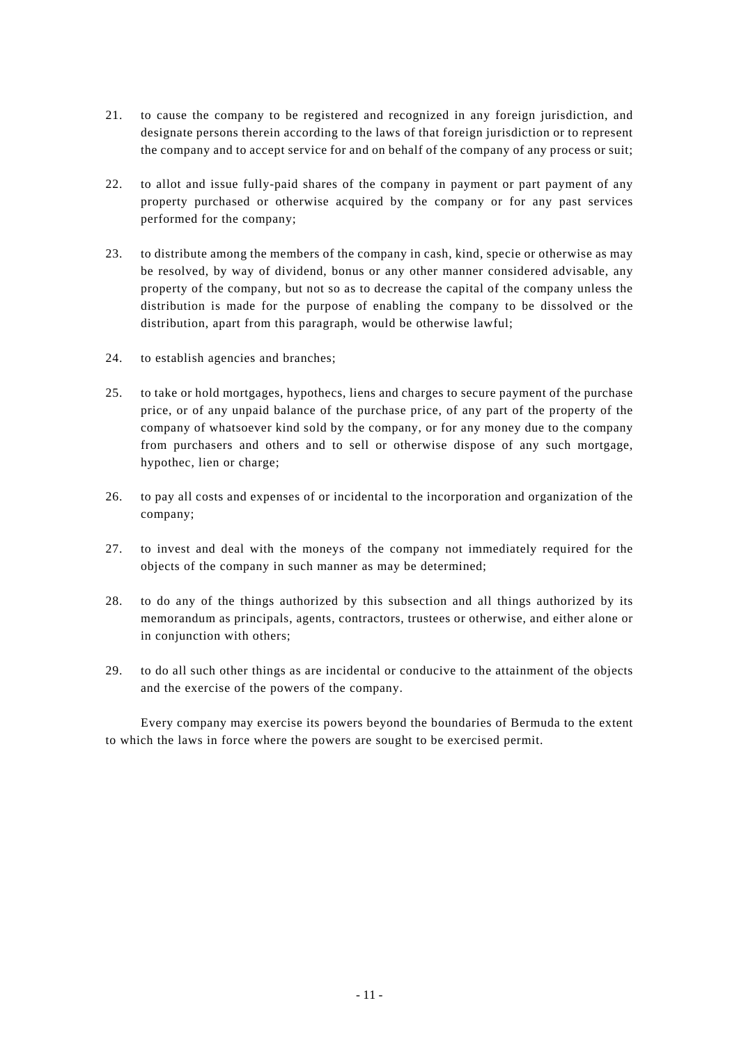21. to cause the company to be registered and recognized in any foreign jurisdiction, and designate persons therein according to the laws of that foreign jurisdiction or to represent the company and to accept service for and on behalf of the company of any process or suit;

22. to allot and issue fully-paid shares of the company in payment or part payment of any property purchased or otherwise acquired by the company or for any past services performed for the company;

23. to distribute among the members of the company in cash, kind, specie or otherwise as may be resolved, by way of dividend, bonus or any other manner considered advisable, any property of the company, but not so as to decrease the capital of the company unless the distribution is made for the purpose of enabling the company to be dissolved or the distribution, apart from this paragraph, would be otherwise lawful;

24. to establish agencies and branches;

25. to take or hold mortgages, hypothecs, liens and charges to secure payment of the purchase price, or of any unpaid balance of the purchase price, of any part of the property of the company of whatsoever kind sold by the company, or for any money due to the company from purchasers and others and to sell or otherwise dispose of any such mortgage, hypothec, lien or charge;

26. to pay all costs and expenses of or incidental to the incorporation and organization of the company;

27. to invest and deal with the moneys of the company not immediately required for the objects of the company in such manner as may be determined;

28. to do any of the things authorized by this subsection and all things authorized by its memorandum as principals, agents, contractors, trustees or otherwise, and either alone or in conjunction with others;

29. to do all such other things as are incidental or conducive to the attainment of the objects and the exercise of the powers of the company.

Every company may exercise its powers beyond the boundaries of Bermuda to the extent to which the laws in force where the powers are sought to be exercised permit.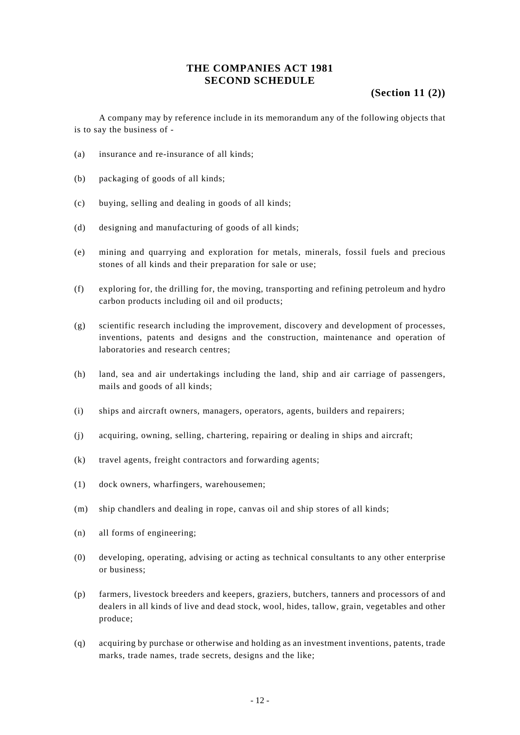# THE COMPANIES ACT 1981
## SECOND SCHEDULE

**(Section 11 (2))**

A company may by reference include in its memorandum any of the following objects that is to say the business of -

(a) insurance and re-insurance of all kinds;

(b) packaging of goods of all kinds;

(c) buying, selling and dealing in goods of all kinds;

(d) designing and manufacturing of goods of all kinds;

(e) mining and quarrying and exploration for metals, minerals, fossil fuels and precious stones of all kinds and their preparation for sale or use;

(f) exploring for, the drilling for, the moving, transporting and refining petroleum and hydro carbon products including oil and oil products;

(g) scientific research including the improvement, discovery and development of processes, inventions, patents and designs and the construction, maintenance and operation of laboratories and research centres;

(h) land, sea and air undertakings including the land, ship and air carriage of passengers, mails and goods of all kinds;

(i) ships and aircraft owners, managers, operators, agents, builders and repairers;

(j) acquiring, owning, selling, chartering, repairing or dealing in ships and aircraft;

(k) travel agents, freight contractors and forwarding agents;

(1) dock owners, wharfingers, warehousemen;

(m) ship chandlers and dealing in rope, canvas oil and ship stores of all kinds;

(n) all forms of engineering;

(0) developing, operating, advising or acting as technical consultants to any other enterprise or business;

(p) farmers, livestock breeders and keepers, graziers, butchers, tanners and processors of and dealers in all kinds of live and dead stock, wool, hides, tallow, grain, vegetables and other produce;

(q) acquiring by purchase or otherwise and holding as an investment inventions, patents, trade marks, trade names, trade secrets, designs and the like;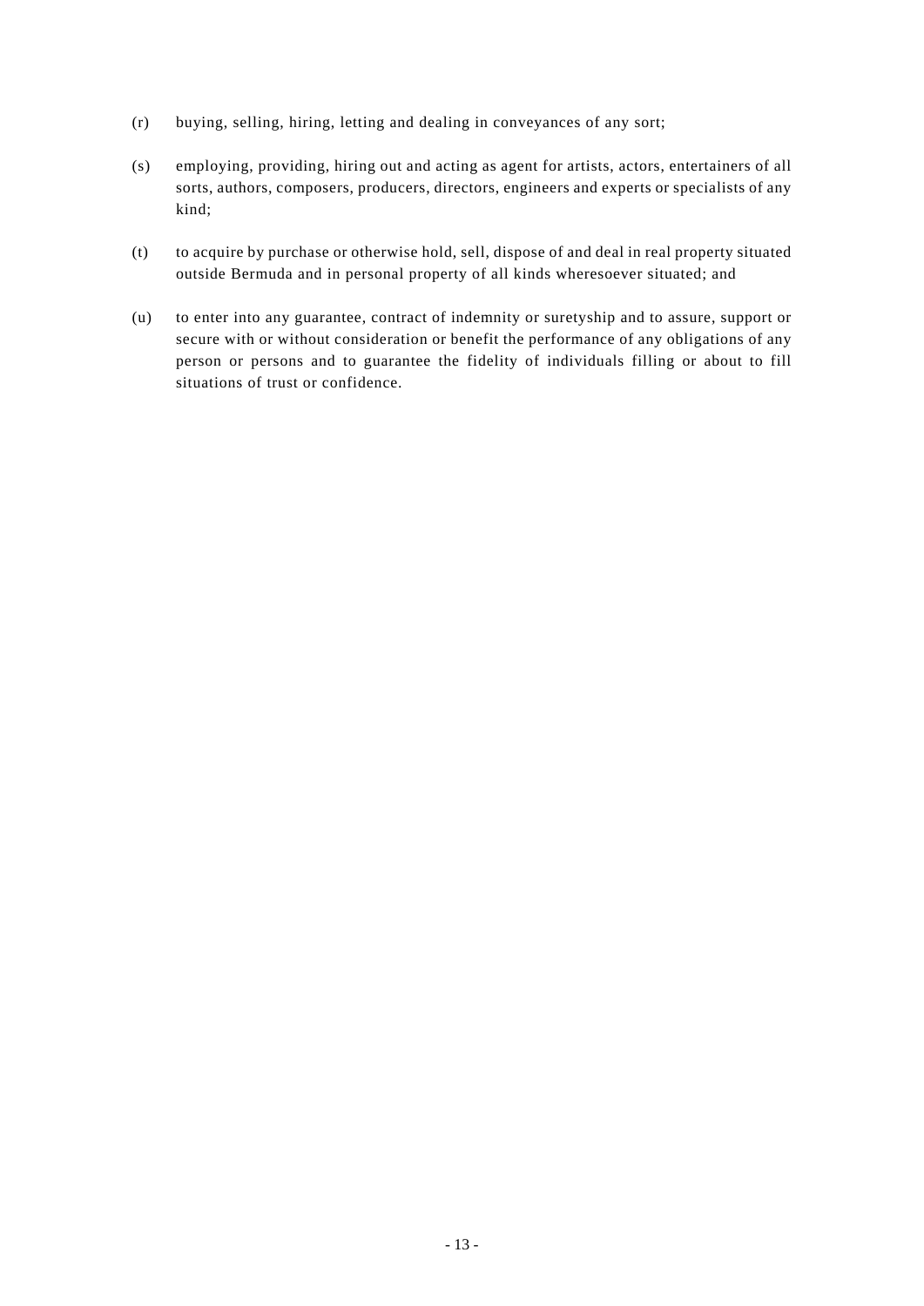(r) buying, selling, hiring, letting and dealing in conveyances of any sort;

(s) employing, providing, hiring out and acting as agent for artists, actors, entertainers of all sorts, authors, composers, producers, directors, engineers and experts or specialists of any kind;

(t) to acquire by purchase or otherwise hold, sell, dispose of and deal in real property situated outside Bermuda and in personal property of all kinds wheresoever situated; and

(u) to enter into any guarantee, contract of indemnity or suretyship and to assure, support or secure with or without consideration or benefit the performance of any obligations of any person or persons and to guarantee the fidelity of individuals filling or about to fill situations of trust or confidence.